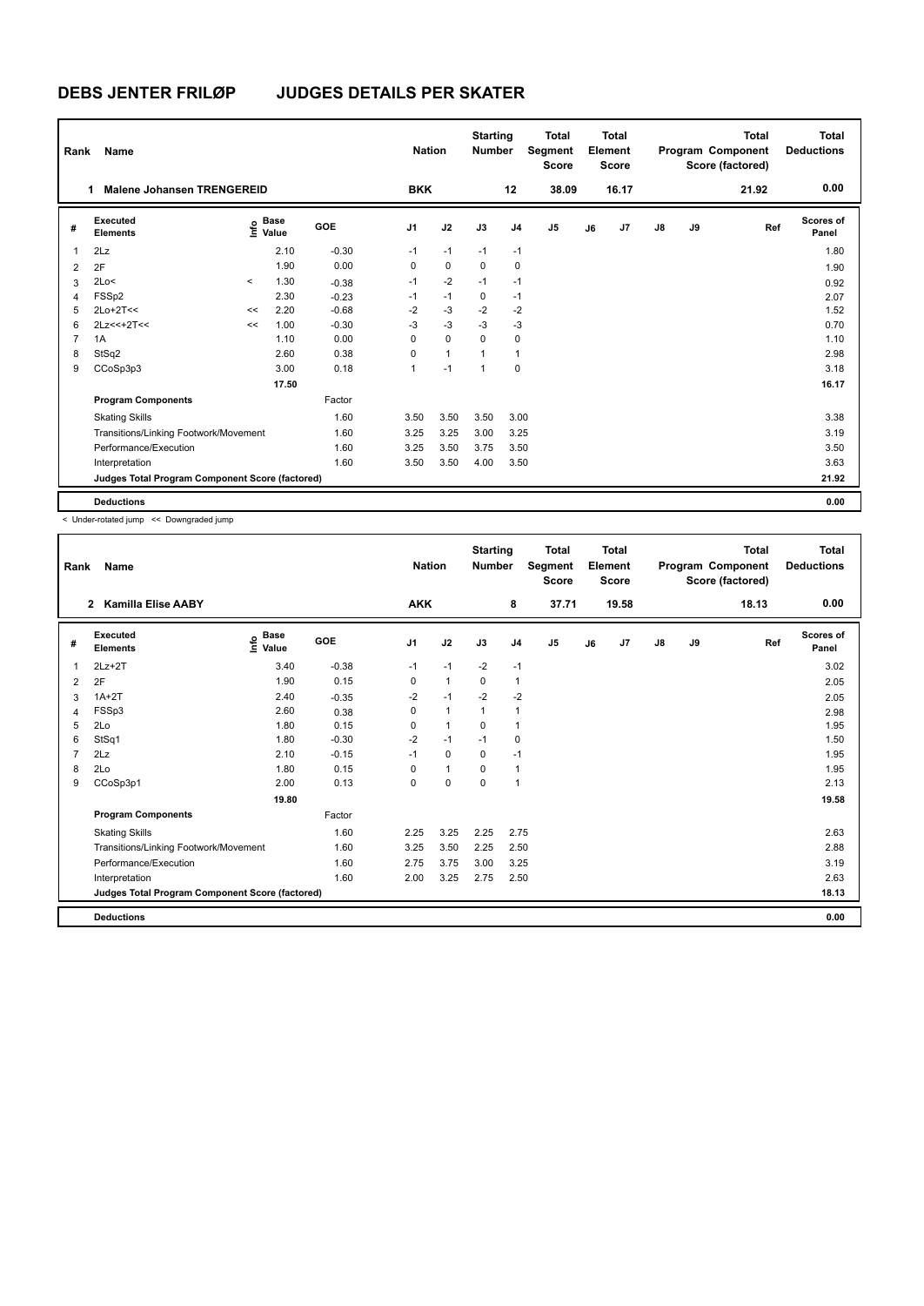# DEBS JENTER FRILØP JUDGES DETAILS PER SKATER

| Rank | Name | Nation | Starting Number | Total Segment Score | Total Element Score | Total Program Component Score (factored) | Total Deductions |
|---|---|---|---|---|---|---|---|
| 1 | Malene Johansen TRENGEREID | BKK | 12 | 38.09 | 16.17 | 21.92 | 0.00 |

| # | Executed Elements | Info | Base Value | GOE | J1 | J2 | J3 | J4 | J5 | J6 | J7 | J8 | J9 | Ref | Scores of Panel |
|---|---|---|---|---|---|---|---|---|---|---|---|---|---|---|---|
| 1 | 2Lz | | 2.10 | -0.30 | -1 | -1 | -1 | -1 | | | | | | | 1.80 |
| 2 | 2F | | 1.90 | 0.00 | 0 | 0 | 0 | 0 | | | | | | | 1.90 |
| 3 | 2Lo< | < | 1.30 | -0.38 | -1 | -2 | -1 | -1 | | | | | | | 0.92 |
| 4 | FSSp2 | | 2.30 | -0.23 | -1 | -1 | 0 | -1 | | | | | | | 2.07 |
| 5 | 2Lo+2T<< | << | 2.20 | -0.68 | -2 | -3 | -2 | -2 | | | | | | | 1.52 |
| 6 | 2Lz<<+2T<< | << | 1.00 | -0.30 | -3 | -3 | -3 | -3 | | | | | | | 0.70 |
| 7 | 1A | | 1.10 | 0.00 | 0 | 0 | 0 | 0 | | | | | | | 1.10 |
| 8 | StSq2 | | 2.60 | 0.38 | 0 | 1 | 1 | 1 | | | | | | | 2.98 |
| 9 | CCoSp3p3 | | 3.00 | 0.18 | 1 | -1 | 1 | 0 | | | | | | | 3.18 |
| | | | 17.50 | | | | | | | | | | | | 16.17 |
| | **Program Components** | | | Factor | | | | | | | | | | | |
| | Skating Skills | | | 1.60 | 3.50 | 3.50 | 3.50 | 3.00 | | | | | | | 3.38 |
| | Transitions/Linking Footwork/Movement | | | 1.60 | 3.25 | 3.25 | 3.00 | 3.25 | | | | | | | 3.19 |
| | Performance/Execution | | | 1.60 | 3.25 | 3.50 | 3.75 | 3.50 | | | | | | | 3.50 |
| | Interpretation | | | 1.60 | 3.50 | 3.50 | 4.00 | 3.50 | | | | | | | 3.63 |
| | **Judges Total Program Component Score (factored)** | | | | | | | | | | | | | | 21.92 |
| | **Deductions** | | | | | | | | | | | | | | 0.00 |

< Under-rotated jump << Downgraded jump

| Rank | Name | Nation | Starting Number | Total Segment Score | Total Element Score | Total Program Component Score (factored) | Total Deductions |
|---|---|---|---|---|---|---|---|
| 2 | Kamilla Elise AABY | AKK | 8 | 37.71 | 19.58 | 18.13 | 0.00 |

| # | Executed Elements | Info | Base Value | GOE | J1 | J2 | J3 | J4 | J5 | J6 | J7 | J8 | J9 | Ref | Scores of Panel |
|---|---|---|---|---|---|---|---|---|---|---|---|---|---|---|---|
| 1 | 2Lz+2T | | 3.40 | -0.38 | -1 | -1 | -2 | -1 | | | | | | | 3.02 |
| 2 | 2F | | 1.90 | 0.15 | 0 | 1 | 0 | 1 | | | | | | | 2.05 |
| 3 | 1A+2T | | 2.40 | -0.35 | -2 | -1 | -2 | -2 | | | | | | | 2.05 |
| 4 | FSSp3 | | 2.60 | 0.38 | 0 | 1 | 1 | 1 | | | | | | | 2.98 |
| 5 | 2Lo | | 1.80 | 0.15 | 0 | 1 | 0 | 1 | | | | | | | 1.95 |
| 6 | StSq1 | | 1.80 | -0.30 | -2 | -1 | -1 | 0 | | | | | | | 1.50 |
| 7 | 2Lz | | 2.10 | -0.15 | -1 | 0 | 0 | -1 | | | | | | | 1.95 |
| 8 | 2Lo | | 1.80 | 0.15 | 0 | 1 | 0 | 1 | | | | | | | 1.95 |
| 9 | CCoSp3p1 | | 2.00 | 0.13 | 0 | 0 | 0 | 1 | | | | | | | 2.13 |
| | | | 19.80 | | | | | | | | | | | | 19.58 |
| | **Program Components** | | | Factor | | | | | | | | | | | |
| | Skating Skills | | | 1.60 | 2.25 | 3.25 | 2.25 | 2.75 | | | | | | | 2.63 |
| | Transitions/Linking Footwork/Movement | | | 1.60 | 3.25 | 3.50 | 2.25 | 2.50 | | | | | | | 2.88 |
| | Performance/Execution | | | 1.60 | 2.75 | 3.75 | 3.00 | 3.25 | | | | | | | 3.19 |
| | Interpretation | | | 1.60 | 2.00 | 3.25 | 2.75 | 2.50 | | | | | | | 2.63 |
| | **Judges Total Program Component Score (factored)** | | | | | | | | | | | | | | 18.13 |
| | **Deductions** | | | | | | | | | | | | | | 0.00 |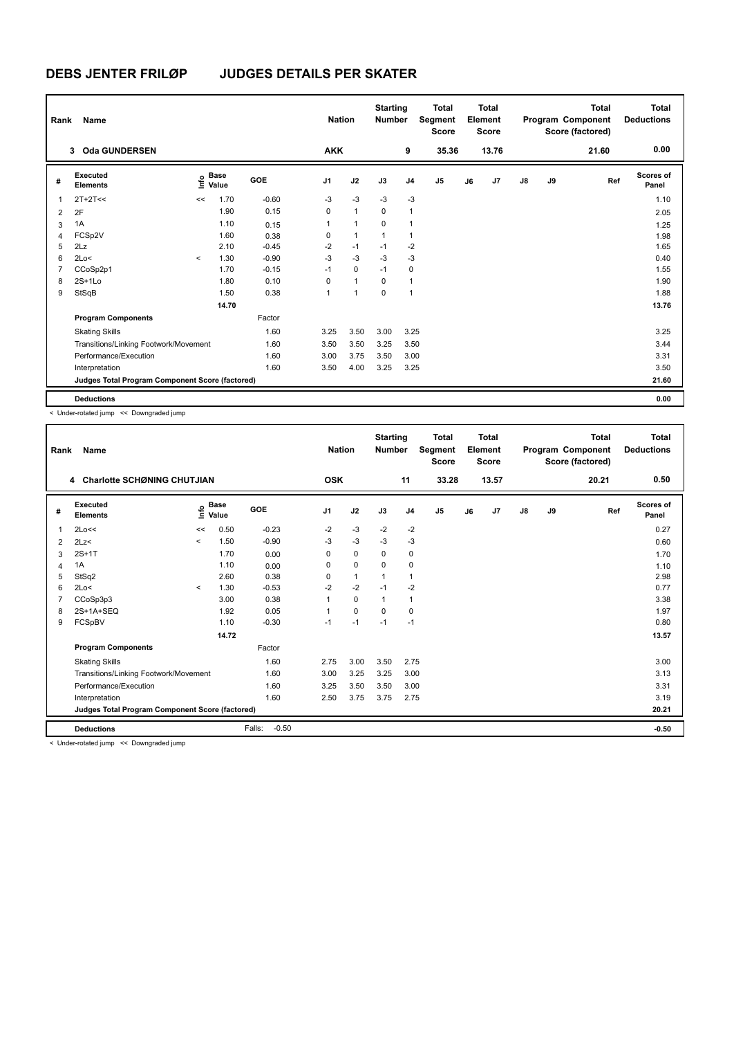# DEBS JENTER FRILØP JUDGES DETAILS PER SKATER

| Rank | Name | Nation | Starting Number | Total Segment Score | Total Element Score | Total Program Component Score (factored) | Total Deductions |
|---|---|---|---|---|---|---|---|
| 3 | Oda GUNDERSEN | AKK | 9 | 35.36 | 13.76 | 21.60 | 0.00 |

| # | Executed Elements | Info | Base Value | GOE | J1 | J2 | J3 | J4 | J5 | J6 | J7 | J8 | J9 | Ref | Scores of Panel |
|---|---|---|---|---|---|---|---|---|---|---|---|---|---|---|---|
| 1 | 2T+2T<< | << | 1.70 | -0.60 | -3 | -3 | -3 | -3 | | | | | | | 1.10 |
| 2 | 2F | | 1.90 | 0.15 | 0 | 1 | 0 | 1 | | | | | | | 2.05 |
| 3 | 1A | | 1.10 | 0.15 | 1 | 1 | 0 | 1 | | | | | | | 1.25 |
| 4 | FCSp2V | | 1.60 | 0.38 | 0 | 1 | 1 | 1 | | | | | | | 1.98 |
| 5 | 2Lz | | 2.10 | -0.45 | -2 | -1 | -1 | -2 | | | | | | | 1.65 |
| 6 | 2Lo< | < | 1.30 | -0.90 | -3 | -3 | -3 | -3 | | | | | | | 0.40 |
| 7 | CCoSp2p1 | | 1.70 | -0.15 | -1 | 0 | -1 | 0 | | | | | | | 1.55 |
| 8 | 2S+1Lo | | 1.80 | 0.10 | 0 | 1 | 0 | 1 | | | | | | | 1.90 |
| 9 | StSqB | | 1.50 | 0.38 | 1 | 1 | 0 | 1 | | | | | | | 1.88 |
| | | | 14.70 | | | | | | | | | | | | 13.76 |
| | **Program Components** | | | Factor | | | | | | | | | | | |
| | Skating Skills | | | 1.60 | 3.25 | 3.50 | 3.00 | 3.25 | | | | | | | 3.25 |
| | Transitions/Linking Footwork/Movement | | | 1.60 | 3.50 | 3.50 | 3.25 | 3.50 | | | | | | | 3.44 |
| | Performance/Execution | | | 1.60 | 3.00 | 3.75 | 3.50 | 3.00 | | | | | | | 3.31 |
| | Interpretation | | | 1.60 | 3.50 | 4.00 | 3.25 | 3.25 | | | | | | | 3.50 |
| | **Judges Total Program Component Score (factored)** | | | | | | | | | | | | | | 21.60 |
| | **Deductions** | | | | | | | | | | | | | | 0.00 |

< Under-rotated jump << Downgraded jump

| Rank | Name | Nation | Starting Number | Total Segment Score | Total Element Score | Total Program Component Score (factored) | Total Deductions |
|---|---|---|---|---|---|---|---|
| 4 | Charlotte SCHØNING CHUTJIAN | OSK | 11 | 33.28 | 13.57 | 20.21 | 0.50 |

| # | Executed Elements | Info | Base Value | GOE | J1 | J2 | J3 | J4 | J5 | J6 | J7 | J8 | J9 | Ref | Scores of Panel |
|---|---|---|---|---|---|---|---|---|---|---|---|---|---|---|---|
| 1 | 2Lo<< | << | 0.50 | -0.23 | -2 | -3 | -2 | -2 | | | | | | | 0.27 |
| 2 | 2Lz< | < | 1.50 | -0.90 | -3 | -3 | -3 | -3 | | | | | | | 0.60 |
| 3 | 2S+1T | | 1.70 | 0.00 | 0 | 0 | 0 | 0 | | | | | | | 1.70 |
| 4 | 1A | | 1.10 | 0.00 | 0 | 0 | 0 | 0 | | | | | | | 1.10 |
| 5 | StSq2 | | 2.60 | 0.38 | 0 | 1 | 1 | 1 | | | | | | | 2.98 |
| 6 | 2Lo< | < | 1.30 | -0.53 | -2 | -2 | -1 | -2 | | | | | | | 0.77 |
| 7 | CCoSp3p3 | | 3.00 | 0.38 | 1 | 0 | 1 | 1 | | | | | | | 3.38 |
| 8 | 2S+1A+SEQ | | 1.92 | 0.05 | 1 | 0 | 0 | 0 | | | | | | | 1.97 |
| 9 | FCSpBV | | 1.10 | -0.30 | -1 | -1 | -1 | -1 | | | | | | | 0.80 |
| | | | 14.72 | | | | | | | | | | | | 13.57 |
| | **Program Components** | | | Factor | | | | | | | | | | | |
| | Skating Skills | | | 1.60 | 2.75 | 3.00 | 3.50 | 2.75 | | | | | | | 3.00 |
| | Transitions/Linking Footwork/Movement | | | 1.60 | 3.00 | 3.25 | 3.25 | 3.00 | | | | | | | 3.13 |
| | Performance/Execution | | | 1.60 | 3.25 | 3.50 | 3.50 | 3.00 | | | | | | | 3.31 |
| | Interpretation | | | 1.60 | 2.50 | 3.75 | 3.75 | 2.75 | | | | | | | 3.19 |
| | **Judges Total Program Component Score (factored)** | | | | | | | | | | | | | | 20.21 |
| | **Deductions** | | | Falls: -0.50 | | | | | | | | | | | -0.50 |

< Under-rotated jump << Downgraded jump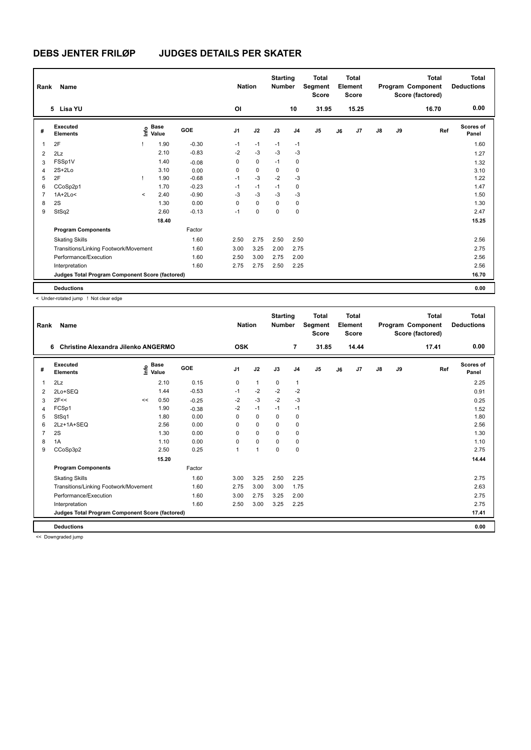# DEBS JENTER FRILØP JUDGES DETAILS PER SKATER

| Rank | Name | Nation | Starting Number | Total Segment Score | Total Element Score | Total Program Component Score (factored) | Total Deductions |
|---|---|---|---|---|---|---|---|
| 5 | Lisa YU | OI | 10 | 31.95 | 15.25 | 16.70 | 0.00 |

| # | Executed Elements | Info | Base Value | GOE | J1 | J2 | J3 | J4 | J5 | J6 | J7 | J8 | J9 | Ref | Scores of Panel |
|---|---|---|---|---|---|---|---|---|---|---|---|---|---|---|---|
| 1 | 2F | ! | 1.90 | -0.30 | -1 | -1 | -1 | -1 | | | | | | | 1.60 |
| 2 | 2Lz | | 2.10 | -0.83 | -2 | -3 | -3 | -3 | | | | | | | 1.27 |
| 3 | FSSp1V | | 1.40 | -0.08 | 0 | 0 | -1 | 0 | | | | | | | 1.32 |
| 4 | 2S+2Lo | | 3.10 | 0.00 | 0 | 0 | 0 | 0 | | | | | | | 3.10 |
| 5 | 2F | ! | 1.90 | -0.68 | -1 | -3 | -2 | -3 | | | | | | | 1.22 |
| 6 | CCoSp2p1 | | 1.70 | -0.23 | -1 | -1 | -1 | 0 | | | | | | | 1.47 |
| 7 | 1A+2Lo< | < | 2.40 | -0.90 | -3 | -3 | -3 | -3 | | | | | | | 1.50 |
| 8 | 2S | | 1.30 | 0.00 | 0 | 0 | 0 | 0 | | | | | | | 1.30 |
| 9 | StSq2 | | 2.60 | -0.13 | -1 | 0 | 0 | 0 | | | | | | | 2.47 |
| | | | 18.40 | | | | | | | | | | | | 15.25 |
| | **Program Components** | | | Factor | | | | | | | | | | | |
| | Skating Skills | | | 1.60 | 2.50 | 2.75 | 2.50 | 2.50 | | | | | | | 2.56 |
| | Transitions/Linking Footwork/Movement | | | 1.60 | 3.00 | 3.25 | 2.00 | 2.75 | | | | | | | 2.75 |
| | Performance/Execution | | | 1.60 | 2.50 | 3.00 | 2.75 | 2.00 | | | | | | | 2.56 |
| | Interpretation | | | 1.60 | 2.75 | 2.75 | 2.50 | 2.25 | | | | | | | 2.56 |
| | **Judges Total Program Component Score (factored)** | | | | | | | | | | | | | | 16.70 |
| | **Deductions** | | | | | | | | | | | | | | 0.00 |

< Under-rotated jump ! Not clear edge

| Rank | Name | Nation | Starting Number | Total Segment Score | Total Element Score | Total Program Component Score (factored) | Total Deductions |
|---|---|---|---|---|---|---|---|
| 6 | Christine Alexandra Jilenko ANGERMO | OSK | 7 | 31.85 | 14.44 | 17.41 | 0.00 |

| # | Executed Elements | Info | Base Value | GOE | J1 | J2 | J3 | J4 | J5 | J6 | J7 | J8 | J9 | Ref | Scores of Panel |
|---|---|---|---|---|---|---|---|---|---|---|---|---|---|---|---|
| 1 | 2Lz | | 2.10 | 0.15 | 0 | 1 | 0 | 1 | | | | | | | 2.25 |
| 2 | 2Lo+SEQ | | 1.44 | -0.53 | -1 | -2 | -2 | -2 | | | | | | | 0.91 |
| 3 | 2F<< | << | 0.50 | -0.25 | -2 | -3 | -2 | -3 | | | | | | | 0.25 |
| 4 | FCSp1 | | 1.90 | -0.38 | -2 | -1 | -1 | -1 | | | | | | | 1.52 |
| 5 | StSq1 | | 1.80 | 0.00 | 0 | 0 | 0 | 0 | | | | | | | 1.80 |
| 6 | 2Lz+1A+SEQ | | 2.56 | 0.00 | 0 | 0 | 0 | 0 | | | | | | | 2.56 |
| 7 | 2S | | 1.30 | 0.00 | 0 | 0 | 0 | 0 | | | | | | | 1.30 |
| 8 | 1A | | 1.10 | 0.00 | 0 | 0 | 0 | 0 | | | | | | | 1.10 |
| 9 | CCoSp3p2 | | 2.50 | 0.25 | 1 | 1 | 0 | 0 | | | | | | | 2.75 |
| | | | 15.20 | | | | | | | | | | | | 14.44 |
| | **Program Components** | | | Factor | | | | | | | | | | | |
| | Skating Skills | | | 1.60 | 3.00 | 3.25 | 2.50 | 2.25 | | | | | | | 2.75 |
| | Transitions/Linking Footwork/Movement | | | 1.60 | 2.75 | 3.00 | 3.00 | 1.75 | | | | | | | 2.63 |
| | Performance/Execution | | | 1.60 | 3.00 | 2.75 | 3.25 | 2.00 | | | | | | | 2.75 |
| | Interpretation | | | 1.60 | 2.50 | 3.00 | 3.25 | 2.25 | | | | | | | 2.75 |
| | **Judges Total Program Component Score (factored)** | | | | | | | | | | | | | | 17.41 |
| | **Deductions** | | | | | | | | | | | | | | 0.00 |

<< Downgraded jump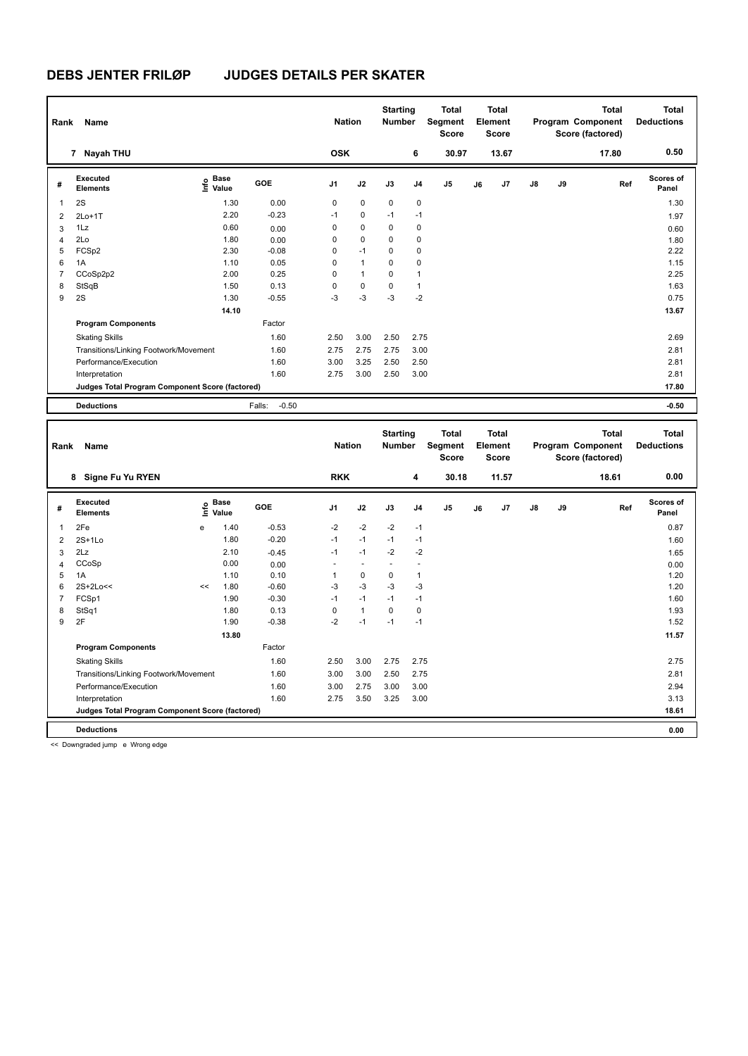# DEBS JENTER FRILØP JUDGES DETAILS PER SKATER

| Rank | Name | Nation | Starting Number | Total Segment Score | Total Element Score | Total Program Component Score (factored) | Total Deductions |
|---|---|---|---|---|---|---|---|
| 7 | Nayah THU | OSK | 6 | 30.97 | 13.67 | 17.80 | 0.50 |

| # | Executed Elements | Info | Base Value | GOE | J1 | J2 | J3 | J4 | J5 | J6 | J7 | J8 | J9 | Ref | Scores of Panel |
|---|---|---|---|---|---|---|---|---|---|---|---|---|---|---|---|
| 1 | 2S | | 1.30 | 0.00 | 0 | 0 | 0 | 0 | | | | | | | 1.30 |
| 2 | 2Lo+1T | | 2.20 | -0.23 | -1 | 0 | -1 | -1 | | | | | | | 1.97 |
| 3 | 1Lz | | 0.60 | 0.00 | 0 | 0 | 0 | 0 | | | | | | | 0.60 |
| 4 | 2Lo | | 1.80 | 0.00 | 0 | 0 | 0 | 0 | | | | | | | 1.80 |
| 5 | FCSp2 | | 2.30 | -0.08 | 0 | -1 | 0 | 0 | | | | | | | 2.22 |
| 6 | 1A | | 1.10 | 0.05 | 0 | 1 | 0 | 0 | | | | | | | 1.15 |
| 7 | CCoSp2p2 | | 2.00 | 0.25 | 0 | 1 | 0 | 1 | | | | | | | 2.25 |
| 8 | StSqB | | 1.50 | 0.13 | 0 | 0 | 0 | 1 | | | | | | | 1.63 |
| 9 | 2S | | 1.30 | -0.55 | -3 | -3 | -3 | -2 | | | | | | | 0.75 |
| | | | 14.10 | | | | | | | | | | | | 13.67 |
| | **Program Components** | | | Factor | | | | | | | | | | | |
| | Skating Skills | | | 1.60 | 2.50 | 3.00 | 2.50 | 2.75 | | | | | | | 2.69 |
| | Transitions/Linking Footwork/Movement | | | 1.60 | 2.75 | 2.75 | 2.75 | 3.00 | | | | | | | 2.81 |
| | Performance/Execution | | | 1.60 | 3.00 | 3.25 | 2.50 | 2.50 | | | | | | | 2.81 |
| | Interpretation | | | 1.60 | 2.75 | 3.00 | 2.50 | 3.00 | | | | | | | 2.81 |
| | **Judges Total Program Component Score (factored)** | | | | | | | | | | | | | | 17.80 |
| | **Deductions** | | | Falls: -0.50 | | | | | | | | | | | -0.50 |

| Rank | Name | Nation | Starting Number | Total Segment Score | Total Element Score | Total Program Component Score (factored) | Total Deductions |
|---|---|---|---|---|---|---|---|
| 8 | Signe Fu Yu RYEN | RKK | 4 | 30.18 | 11.57 | 18.61 | 0.00 |

| # | Executed Elements | Info | Base Value | GOE | J1 | J2 | J3 | J4 | J5 | J6 | J7 | J8 | J9 | Ref | Scores of Panel |
|---|---|---|---|---|---|---|---|---|---|---|---|---|---|---|---|
| 1 | 2Fe | e | 1.40 | -0.53 | -2 | -2 | -2 | -1 | | | | | | | 0.87 |
| 2 | 2S+1Lo | | 1.80 | -0.20 | -1 | -1 | -1 | -1 | | | | | | | 1.60 |
| 3 | 2Lz | | 2.10 | -0.45 | -1 | -1 | -2 | -2 | | | | | | | 1.65 |
| 4 | CCoSp | | 0.00 | 0.00 | - | - | - | - | | | | | | | 0.00 |
| 5 | 1A | | 1.10 | 0.10 | 1 | 0 | 0 | 1 | | | | | | | 1.20 |
| 6 | 2S+2Lo<< | << | 1.80 | -0.60 | -3 | -3 | -3 | -3 | | | | | | | 1.20 |
| 7 | FCSp1 | | 1.90 | -0.30 | -1 | -1 | -1 | -1 | | | | | | | 1.60 |
| 8 | StSq1 | | 1.80 | 0.13 | 0 | 1 | 0 | 0 | | | | | | | 1.93 |
| 9 | 2F | | 1.90 | -0.38 | -2 | -1 | -1 | -1 | | | | | | | 1.52 |
| | | | 13.80 | | | | | | | | | | | | 11.57 |
| | **Program Components** | | | Factor | | | | | | | | | | | |
| | Skating Skills | | | 1.60 | 2.50 | 3.00 | 2.75 | 2.75 | | | | | | | 2.75 |
| | Transitions/Linking Footwork/Movement | | | 1.60 | 3.00 | 3.00 | 2.50 | 2.75 | | | | | | | 2.81 |
| | Performance/Execution | | | 1.60 | 3.00 | 2.75 | 3.00 | 3.00 | | | | | | | 2.94 |
| | Interpretation | | | 1.60 | 2.75 | 3.50 | 3.25 | 3.00 | | | | | | | 3.13 |
| | **Judges Total Program Component Score (factored)** | | | | | | | | | | | | | | 18.61 |
| | **Deductions** | | | | | | | | | | | | | | 0.00 |

<< Downgraded jump e Wrong edge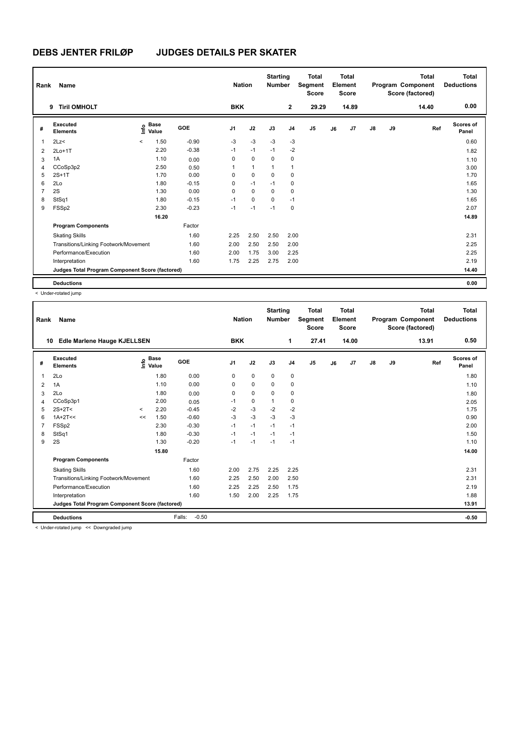# DEBS JENTER FRILØP JUDGES DETAILS PER SKATER

| Rank | Name | Nation | Starting Number | Total Segment Score | Total Element Score | Total Program Component Score (factored) | Total Deductions |
|---|---|---|---|---|---|---|---|
| 9 | Tiril OMHOLT | BKK | 2 | 29.29 | 14.89 | 14.40 | 0.00 |

| # | Executed Elements | Info | Base Value | GOE | J1 | J2 | J3 | J4 | J5 | J6 | J7 | J8 | J9 | Ref | Scores of Panel |
|---|---|---|---|---|---|---|---|---|---|---|---|---|---|---|---|
| 1 | 2Lz< | < | 1.50 | -0.90 | -3 | -3 | -3 | -3 | | | | | | | 0.60 |
| 2 | 2Lo+1T | | 2.20 | -0.38 | -1 | -1 | -1 | -2 | | | | | | | 1.82 |
| 3 | 1A | | 1.10 | 0.00 | 0 | 0 | 0 | 0 | | | | | | | 1.10 |
| 4 | CCoSp3p2 | | 2.50 | 0.50 | 1 | 1 | 1 | 1 | | | | | | | 3.00 |
| 5 | 2S+1T | | 1.70 | 0.00 | 0 | 0 | 0 | 0 | | | | | | | 1.70 |
| 6 | 2Lo | | 1.80 | -0.15 | 0 | -1 | -1 | 0 | | | | | | | 1.65 |
| 7 | 2S | | 1.30 | 0.00 | 0 | 0 | 0 | 0 | | | | | | | 1.30 |
| 8 | StSq1 | | 1.80 | -0.15 | -1 | 0 | 0 | -1 | | | | | | | 1.65 |
| 9 | FSSp2 | | 2.30 | -0.23 | -1 | -1 | -1 | 0 | | | | | | | 2.07 |
| | | | 16.20 | | | | | | | | | | | | 14.89 |
| | **Program Components** | | | Factor | | | | | | | | | | | |
| | Skating Skills | | | 1.60 | 2.25 | 2.50 | 2.50 | 2.00 | | | | | | | 2.31 |
| | Transitions/Linking Footwork/Movement | | | 1.60 | 2.00 | 2.50 | 2.50 | 2.00 | | | | | | | 2.25 |
| | Performance/Execution | | | 1.60 | 2.00 | 1.75 | 3.00 | 2.25 | | | | | | | 2.25 |
| | Interpretation | | | 1.60 | 1.75 | 2.25 | 2.75 | 2.00 | | | | | | | 2.19 |
| | **Judges Total Program Component Score (factored)** | | | | | | | | | | | | | | 14.40 |
| | **Deductions** | | | | | | | | | | | | | | 0.00 |

< Under-rotated jump

| Rank | Name | Nation | Starting Number | Total Segment Score | Total Element Score | Total Program Component Score (factored) | Total Deductions |
|---|---|---|---|---|---|---|---|
| 10 | Edle Marlene Hauge KJELLSEN | BKK | 1 | 27.41 | 14.00 | 13.91 | 0.50 |

| # | Executed Elements | Info | Base Value | GOE | J1 | J2 | J3 | J4 | J5 | J6 | J7 | J8 | J9 | Ref | Scores of Panel |
|---|---|---|---|---|---|---|---|---|---|---|---|---|---|---|---|
| 1 | 2Lo | | 1.80 | 0.00 | 0 | 0 | 0 | 0 | | | | | | | 1.80 |
| 2 | 1A | | 1.10 | 0.00 | 0 | 0 | 0 | 0 | | | | | | | 1.10 |
| 3 | 2Lo | | 1.80 | 0.00 | 0 | 0 | 0 | 0 | | | | | | | 1.80 |
| 4 | CCoSp3p1 | | 2.00 | 0.05 | -1 | 0 | 1 | 0 | | | | | | | 2.05 |
| 5 | 2S+2T< | < | 2.20 | -0.45 | -2 | -3 | -2 | -2 | | | | | | | 1.75 |
| 6 | 1A+2T<< | << | 1.50 | -0.60 | -3 | -3 | -3 | -3 | | | | | | | 0.90 |
| 7 | FSSp2 | | 2.30 | -0.30 | -1 | -1 | -1 | -1 | | | | | | | 2.00 |
| 8 | StSq1 | | 1.80 | -0.30 | -1 | -1 | -1 | -1 | | | | | | | 1.50 |
| 9 | 2S | | 1.30 | -0.20 | -1 | -1 | -1 | -1 | | | | | | | 1.10 |
| | | | 15.80 | | | | | | | | | | | | 14.00 |
| | **Program Components** | | | Factor | | | | | | | | | | | |
| | Skating Skills | | | 1.60 | 2.00 | 2.75 | 2.25 | 2.25 | | | | | | | 2.31 |
| | Transitions/Linking Footwork/Movement | | | 1.60 | 2.25 | 2.50 | 2.00 | 2.50 | | | | | | | 2.31 |
| | Performance/Execution | | | 1.60 | 2.25 | 2.25 | 2.50 | 1.75 | | | | | | | 2.19 |
| | Interpretation | | | 1.60 | 1.50 | 2.00 | 2.25 | 1.75 | | | | | | | 1.88 |
| | **Judges Total Program Component Score (factored)** | | | | | | | | | | | | | | 13.91 |
| | **Deductions** | | | Falls: -0.50 | | | | | | | | | | | -0.50 |

< Under-rotated jump << Downgraded jump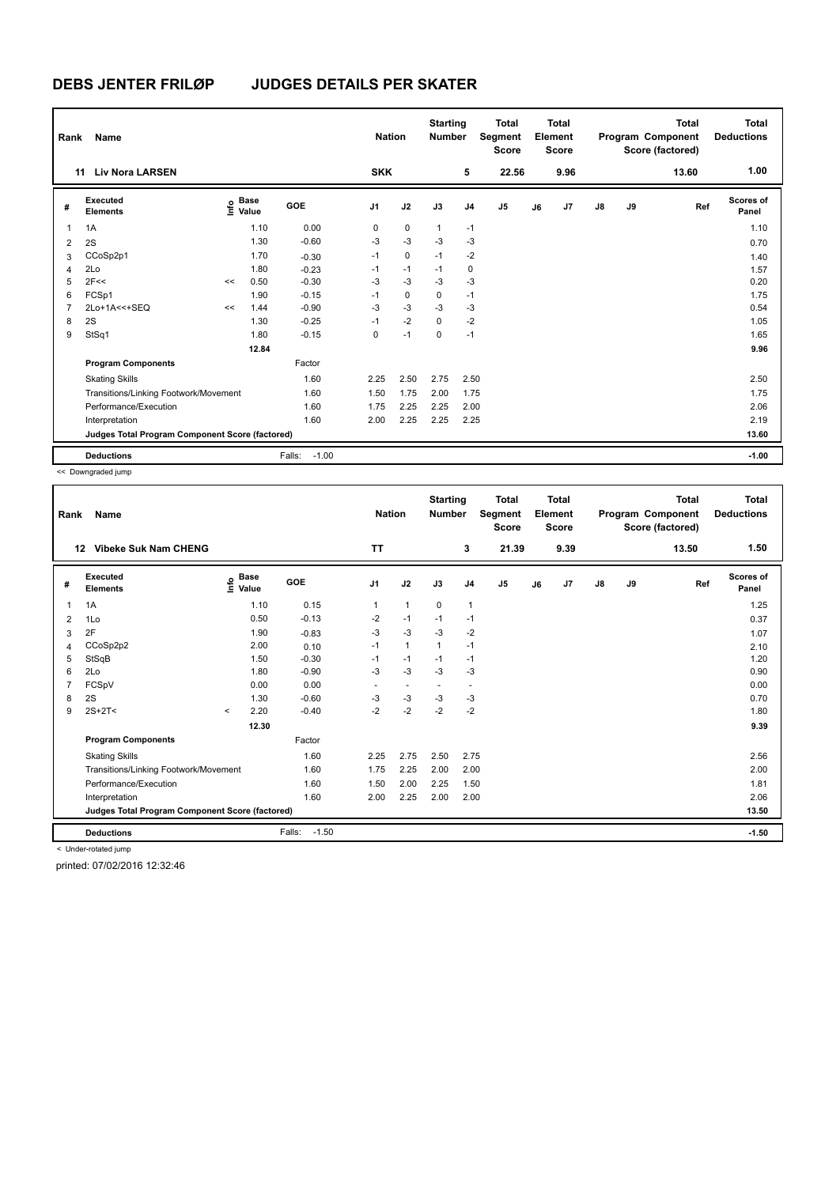# DEBS JENTER FRILØP JUDGES DETAILS PER SKATER

| Rank | Name | Nation | Starting Number | Total Segment Score | Total Element Score | Total Program Component Score (factored) | Total Deductions |
|---|---|---|---|---|---|---|---|
| 11 | Liv Nora LARSEN | SKK | 5 | 22.56 | 9.96 | 13.60 | 1.00 |

| # | Executed Elements | Info | Base Value | GOE | J1 | J2 | J3 | J4 | J5 | J6 | J7 | J8 | J9 | Ref | Scores of Panel |
|---|---|---|---|---|---|---|---|---|---|---|---|---|---|---|---|
| 1 | 1A | | 1.10 | 0.00 | 0 | 0 | 1 | -1 | | | | | | | 1.10 |
| 2 | 2S | | 1.30 | -0.60 | -3 | -3 | -3 | -3 | | | | | | | 0.70 |
| 3 | CCoSp2p1 | | 1.70 | -0.30 | -1 | 0 | -1 | -2 | | | | | | | 1.40 |
| 4 | 2Lo | | 1.80 | -0.23 | -1 | -1 | -1 | 0 | | | | | | | 1.57 |
| 5 | 2F<< | << | 0.50 | -0.30 | -3 | -3 | -3 | -3 | | | | | | | 0.20 |
| 6 | FCSp1 | | 1.90 | -0.15 | -1 | 0 | 0 | -1 | | | | | | | 1.75 |
| 7 | 2Lo+1A<<+SEQ | << | 1.44 | -0.90 | -3 | -3 | -3 | -3 | | | | | | | 0.54 |
| 8 | 2S | | 1.30 | -0.25 | -1 | -2 | 0 | -2 | | | | | | | 1.05 |
| 9 | StSq1 | | 1.80 | -0.15 | 0 | -1 | 0 | -1 | | | | | | | 1.65 |
| | | | 12.84 | | | | | | | | | | | | 9.96 |
| | **Program Components** | | | Factor | | | | | | | | | | | |
| | Skating Skills | | | 1.60 | 2.25 | 2.50 | 2.75 | 2.50 | | | | | | | 2.50 |
| | Transitions/Linking Footwork/Movement | | | 1.60 | 1.50 | 1.75 | 2.00 | 1.75 | | | | | | | 1.75 |
| | Performance/Execution | | | 1.60 | 1.75 | 2.25 | 2.25 | 2.00 | | | | | | | 2.06 |
| | Interpretation | | | 1.60 | 2.00 | 2.25 | 2.25 | 2.25 | | | | | | | 2.19 |
| | **Judges Total Program Component Score (factored)** | | | | | | | | | | | | | | 13.60 |
| | **Deductions** | | | Falls: -1.00 | | | | | | | | | | | -1.00 |

<< Downgraded jump

| Rank | Name | Nation | Starting Number | Total Segment Score | Total Element Score | Total Program Component Score (factored) | Total Deductions |
|---|---|---|---|---|---|---|---|
| 12 | Vibeke Suk Nam CHENG | TT | 3 | 21.39 | 9.39 | 13.50 | 1.50 |

| # | Executed Elements | Info | Base Value | GOE | J1 | J2 | J3 | J4 | J5 | J6 | J7 | J8 | J9 | Ref | Scores of Panel |
|---|---|---|---|---|---|---|---|---|---|---|---|---|---|---|---|
| 1 | 1A | | 1.10 | 0.15 | 1 | 1 | 0 | 1 | | | | | | | 1.25 |
| 2 | 1Lo | | 0.50 | -0.13 | -2 | -1 | -1 | -1 | | | | | | | 0.37 |
| 3 | 2F | | 1.90 | -0.83 | -3 | -3 | -3 | -2 | | | | | | | 1.07 |
| 4 | CCoSp2p2 | | 2.00 | 0.10 | -1 | 1 | 1 | -1 | | | | | | | 2.10 |
| 5 | StSqB | | 1.50 | -0.30 | -1 | -1 | -1 | -1 | | | | | | | 1.20 |
| 6 | 2Lo | | 1.80 | -0.90 | -3 | -3 | -3 | -3 | | | | | | | 0.90 |
| 7 | FCSpV | | 0.00 | 0.00 | - | - | - | - | | | | | | | 0.00 |
| 8 | 2S | | 1.30 | -0.60 | -3 | -3 | -3 | -3 | | | | | | | 0.70 |
| 9 | 2S+2T< | < | 2.20 | -0.40 | -2 | -2 | -2 | -2 | | | | | | | 1.80 |
| | | | 12.30 | | | | | | | | | | | | 9.39 |
| | **Program Components** | | | Factor | | | | | | | | | | | |
| | Skating Skills | | | 1.60 | 2.25 | 2.75 | 2.50 | 2.75 | | | | | | | 2.56 |
| | Transitions/Linking Footwork/Movement | | | 1.60 | 1.75 | 2.25 | 2.00 | 2.00 | | | | | | | 2.00 |
| | Performance/Execution | | | 1.60 | 1.50 | 2.00 | 2.25 | 1.50 | | | | | | | 1.81 |
| | Interpretation | | | 1.60 | 2.00 | 2.25 | 2.00 | 2.00 | | | | | | | 2.06 |
| | **Judges Total Program Component Score (factored)** | | | | | | | | | | | | | | 13.50 |
| | **Deductions** | | | Falls: -1.50 | | | | | | | | | | | -1.50 |

< Under-rotated jump

printed: 07/02/2016 12:32:46